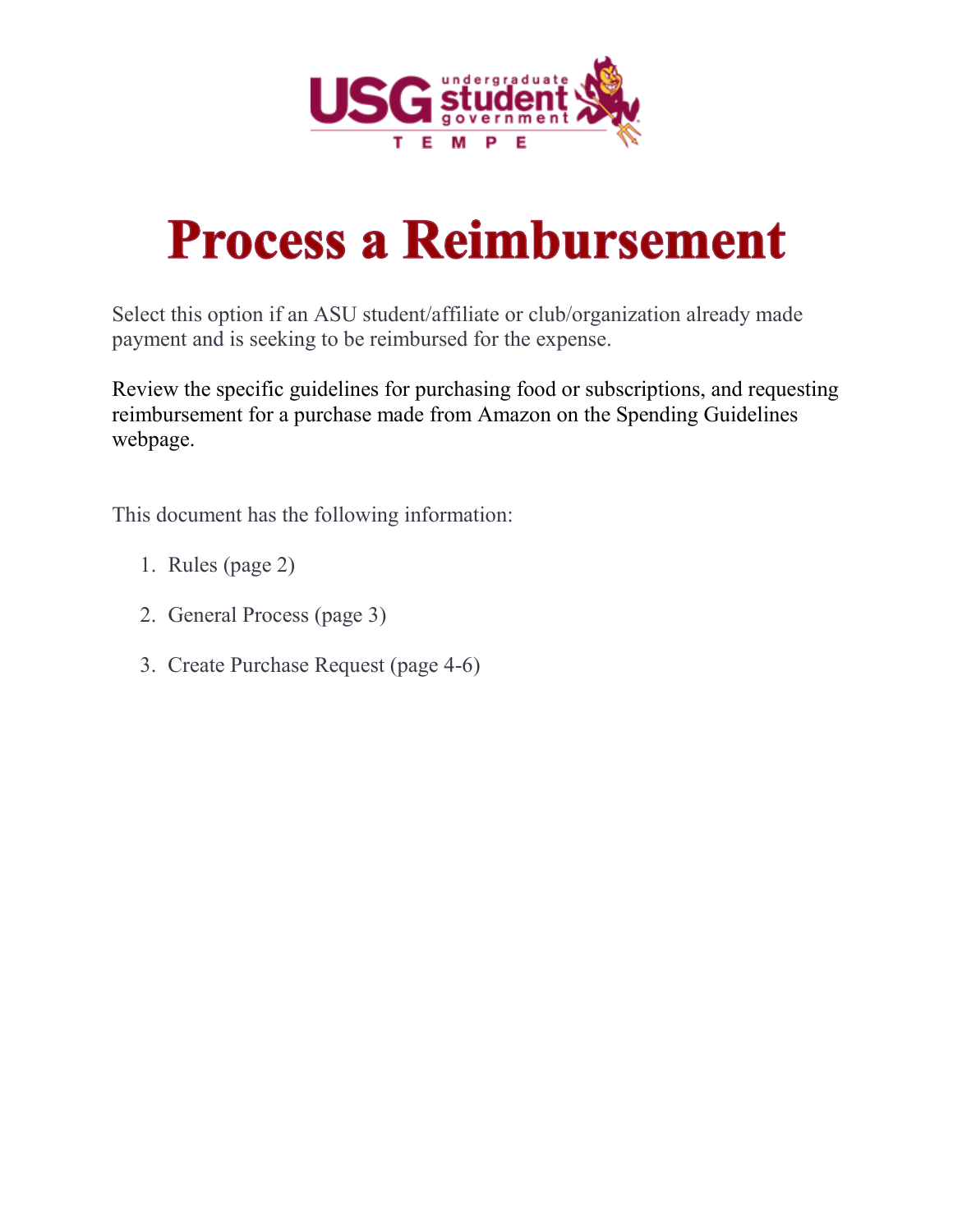# Process a Reimbursement

Select this option if an ASU student/affiliate or club/organization already made payment and is seeking to be reimbursed for the expense.

Review the specific guidelines for purchasing food or subscriptions, and requesting reimbursement for a purchase made from Amazon on the Spending Guidelines webpage.

This document has the following information:

1. Rules (page 2)
2. General Process (page 3)
3. Create Purchase Request (page 4-6)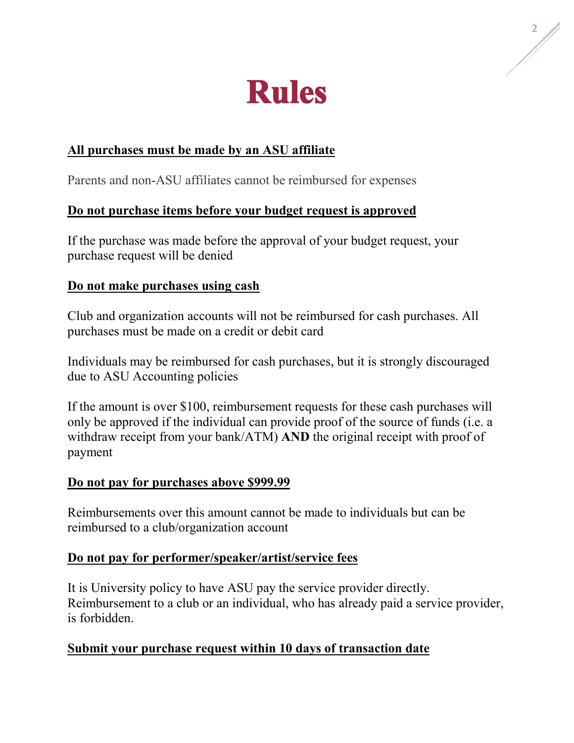# Rules

**<u>All purchases must be made by an ASU affiliate</u>**

Parents and non-ASU affiliates cannot be reimbursed for expenses

**<u>Do not purchase items before your budget request is approved</u>**

If the purchase was made before the approval of your budget request, your purchase request will be denied

**<u>Do not make purchases using cash</u>**

Club and organization accounts will not be reimbursed for cash purchases. All purchases must be made on a credit or debit card

Individuals may be reimbursed for cash purchases, but it is strongly discouraged due to ASU Accounting policies

If the amount is over $100, reimbursement requests for these cash purchases will only be approved if the individual can provide proof of the source of funds (i.e. a withdraw receipt from your bank/ATM) **AND** the original receipt with proof of payment

**<u>Do not pay for purchases above $999.99</u>**

Reimbursements over this amount cannot be made to individuals but can be reimbursed to a club/organization account

**<u>Do not pay for performer/speaker/artist/service fees</u>**

It is University policy to have ASU pay the service provider directly. Reimbursement to a club or an individual, who has already paid a service provider, is forbidden.

**<u>Submit your purchase request within 10 days of transaction date</u>**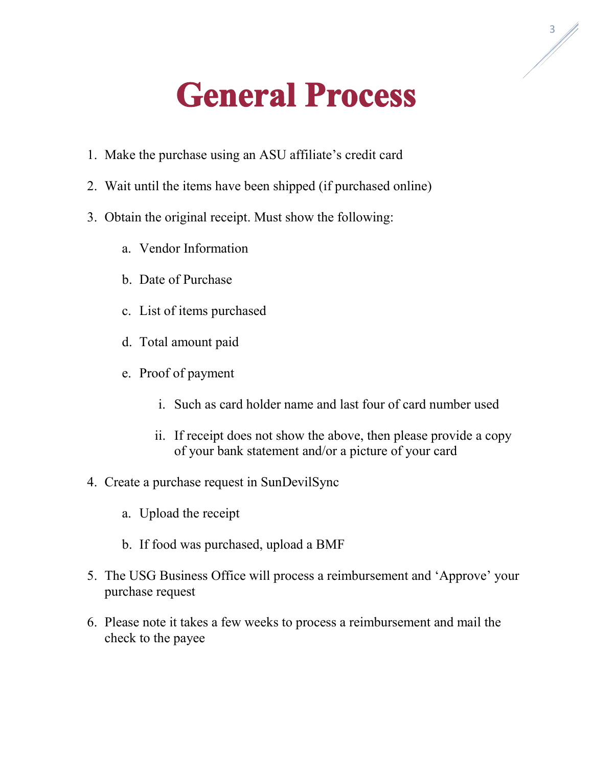# General Process

1. Make the purchase using an ASU affiliate's credit card
2. Wait until the items have been shipped (if purchased online)
3. Obtain the original receipt. Must show the following:
    a. Vendor Information
    b. Date of Purchase
    c. List of items purchased
    d. Total amount paid
    e. Proof of payment
        i. Such as card holder name and last four of card number used
        ii. If receipt does not show the above, then please provide a copy of your bank statement and/or a picture of your card
4. Create a purchase request in SunDevilSync
    a. Upload the receipt
    b. If food was purchased, upload a BMF
5. The USG Business Office will process a reimbursement and 'Approve' your purchase request
6. Please note it takes a few weeks to process a reimbursement and mail the check to the payee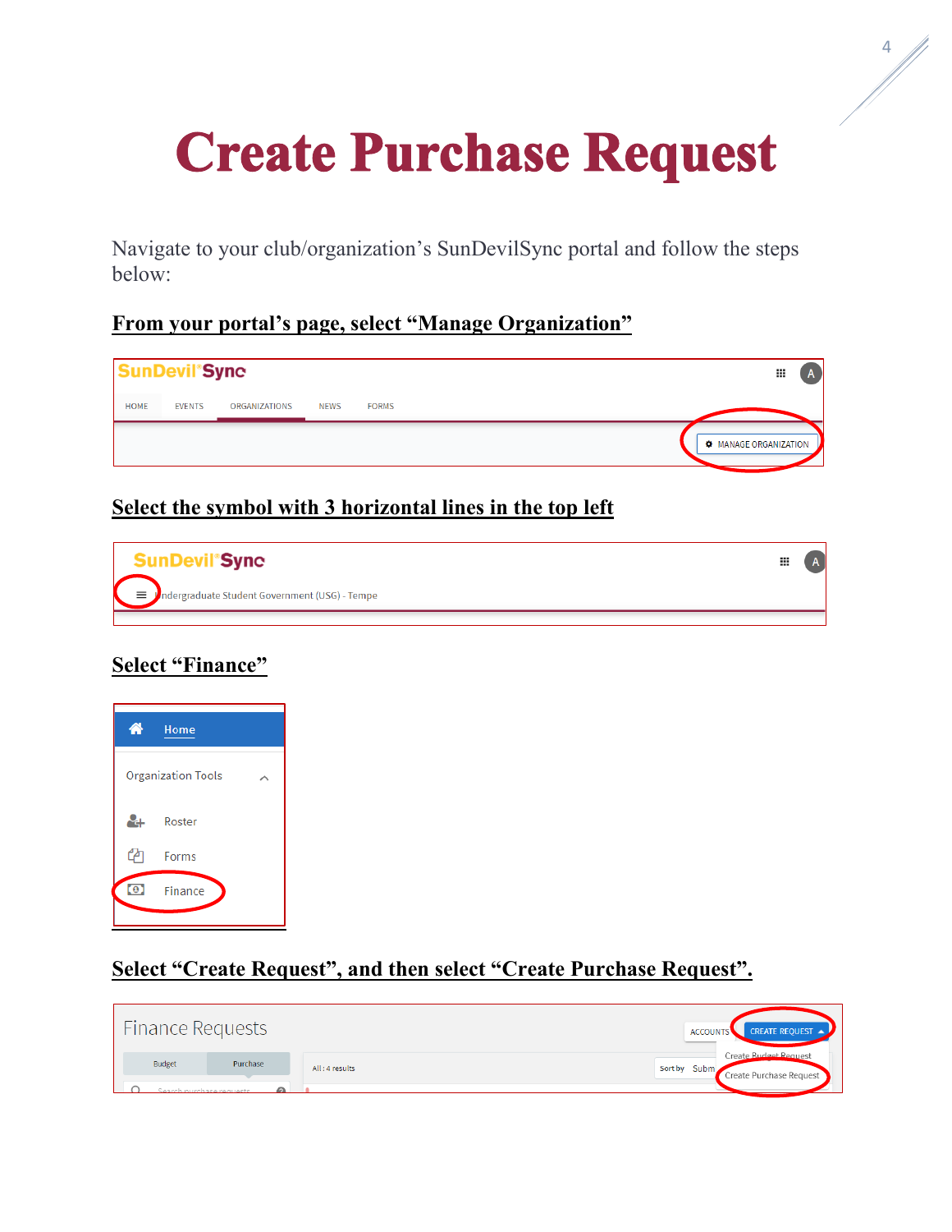# Create Purchase Request

Navigate to your club/organization's SunDevilSync portal and follow the steps below:

**From your portal's page, select "Manage Organization"**

**Select the symbol with 3 horizontal lines in the top left**

**Select "Finance"**

**Select "Create Request", and then select "Create Purchase Request".**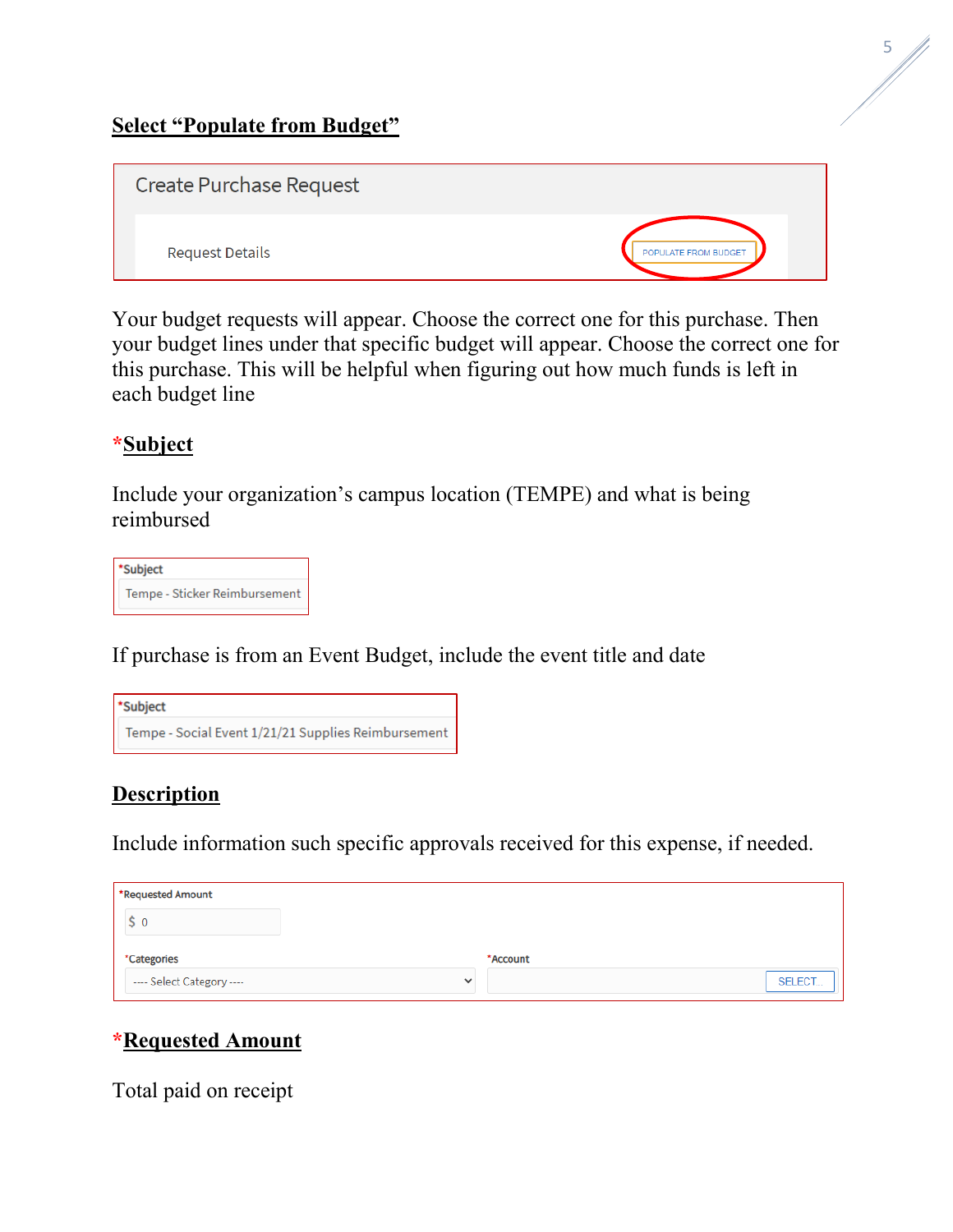**Select "Populate from Budget"**

Create Purchase Request

Request Details — POPULATE FROM BUDGET

Your budget requests will appear. Choose the correct one for this purchase. Then your budget lines under that specific budget will appear. Choose the correct one for this purchase. This will be helpful when figuring out how much funds is left in each budget line

**\*Subject**

Include your organization's campus location (TEMPE) and what is being reimbursed

\*Subject
Tempe - Sticker Reimbursement

If purchase is from an Event Budget, include the event title and date

\*Subject
Tempe - Social Event 1/21/21 Supplies Reimbursement

**Description**

Include information such specific approvals received for this expense, if needed.

\*Requested Amount
$ 0

\*Categories
---- Select Category ----

\*Account
SELECT...

**\*Requested Amount**

Total paid on receipt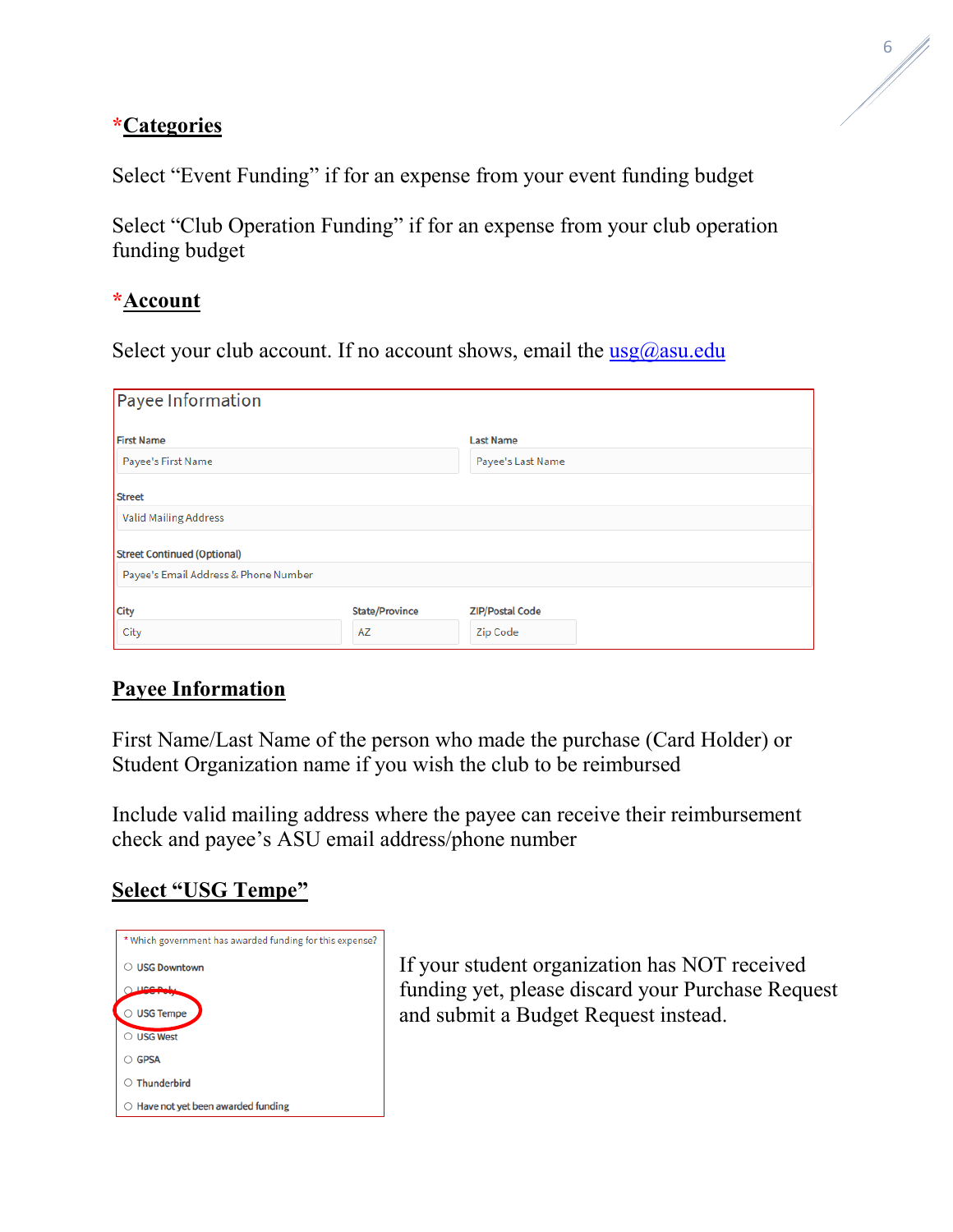## *Categories

Select “Event Funding” if for an expense from your event funding budget

Select “Club Operation Funding” if for an expense from your club operation funding budget

## *Account

Select your club account. If no account shows, email the [usg@asu.edu](mailto:usg@asu.edu)

Payee Information

| First Name | Last Name |
|---|---|
| Payee's First Name | Payee's Last Name |

Street

Valid Mailing Address

Street Continued (Optional)

Payee's Email Address & Phone Number

| City | State/Province | ZIP/Postal Code |
|---|---|---|
| City | AZ | Zip Code |

## Payee Information

First Name/Last Name of the person who made the purchase (Card Holder) or Student Organization name if you wish the club to be reimbursed

Include valid mailing address where the payee can receive their reimbursement check and payee’s ASU email address/phone number

## Select “USG Tempe”

\* Which government has awarded funding for this expense?

- ○ USG Downtown
- ○ USG Poly
- ○ USG Tempe
- ○ USG West
- ○ GPSA
- ○ Thunderbird
- ○ Have not yet been awarded funding

If your student organization has NOT received funding yet, please discard your Purchase Request and submit a Budget Request instead.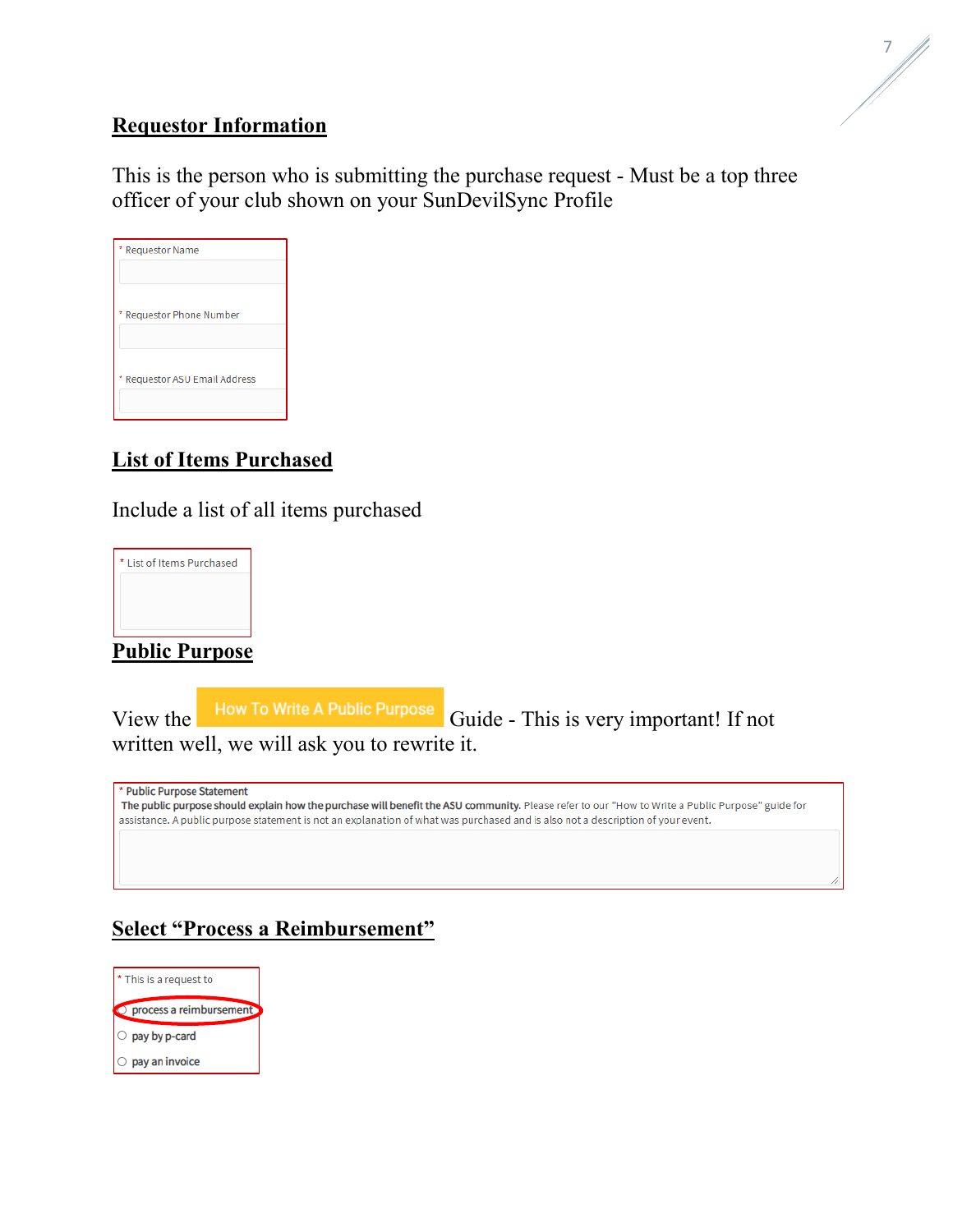## Requestor Information

This is the person who is submitting the purchase request - Must be a top three officer of your club shown on your SunDevilSync Profile

* Requestor Name

* Requestor Phone Number

* Requestor ASU Email Address

## List of Items Purchased

Include a list of all items purchased

* List of Items Purchased

## Public Purpose

View the How To Write A Public Purpose Guide - This is very important! If not written well, we will ask you to rewrite it.

* Public Purpose Statement
**The public purpose should explain how the purchase will benefit the ASU community.** Please refer to our "How to Write a Public Purpose" guide for assistance. A public purpose statement is not an explanation of what was purchased and is also not a description of your event.

## Select "Process a Reimbursement"

* This is a request to

- process a reimbursement
- pay by p-card
- pay an invoice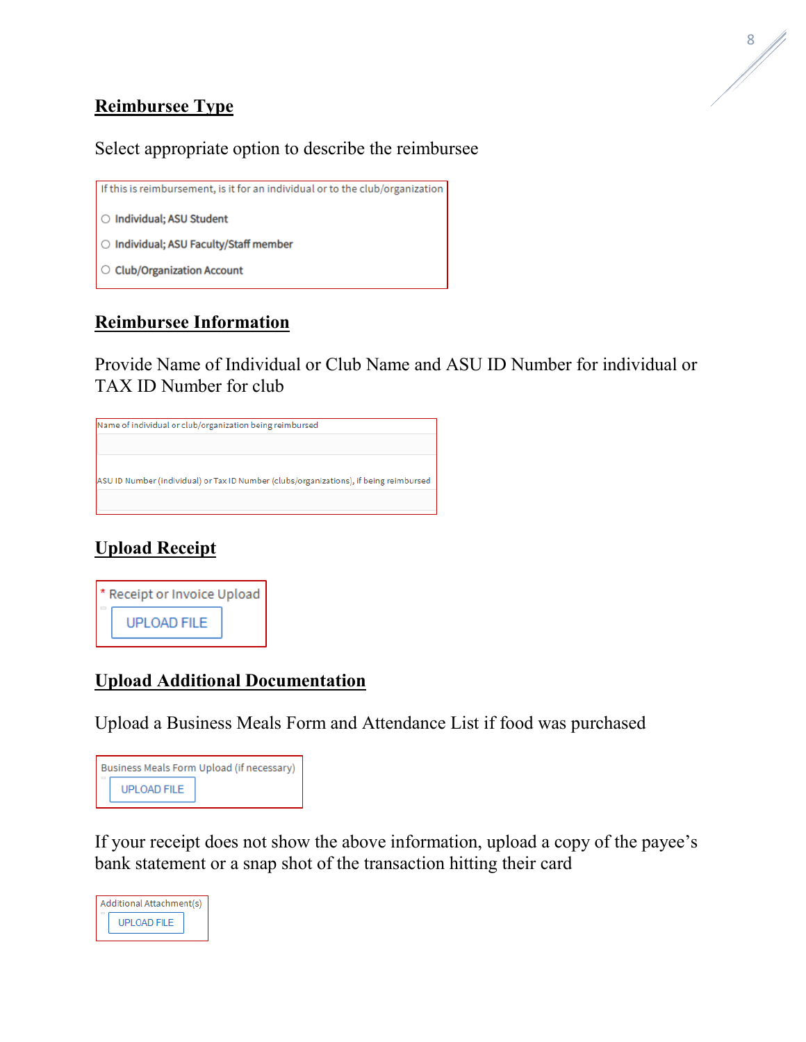## Reimbursee Type

Select appropriate option to describe the reimbursee

If this is reimbursement, is it for an individual or to the club/organization

- Individual; ASU Student
- Individual; ASU Faculty/Staff member
- Club/Organization Account

## Reimbursee Information

Provide Name of Individual or Club Name and ASU ID Number for individual or TAX ID Number for club

Name of individual or club/organization being reimbursed

ASU ID Number (individual) or Tax ID Number (clubs/organizations), if being reimbursed

## Upload Receipt

\* Receipt or Invoice Upload

UPLOAD FILE

## Upload Additional Documentation

Upload a Business Meals Form and Attendance List if food was purchased

Business Meals Form Upload (if necessary)

UPLOAD FILE

If your receipt does not show the above information, upload a copy of the payee's bank statement or a snap shot of the transaction hitting their card

Additional Attachment(s)

UPLOAD FILE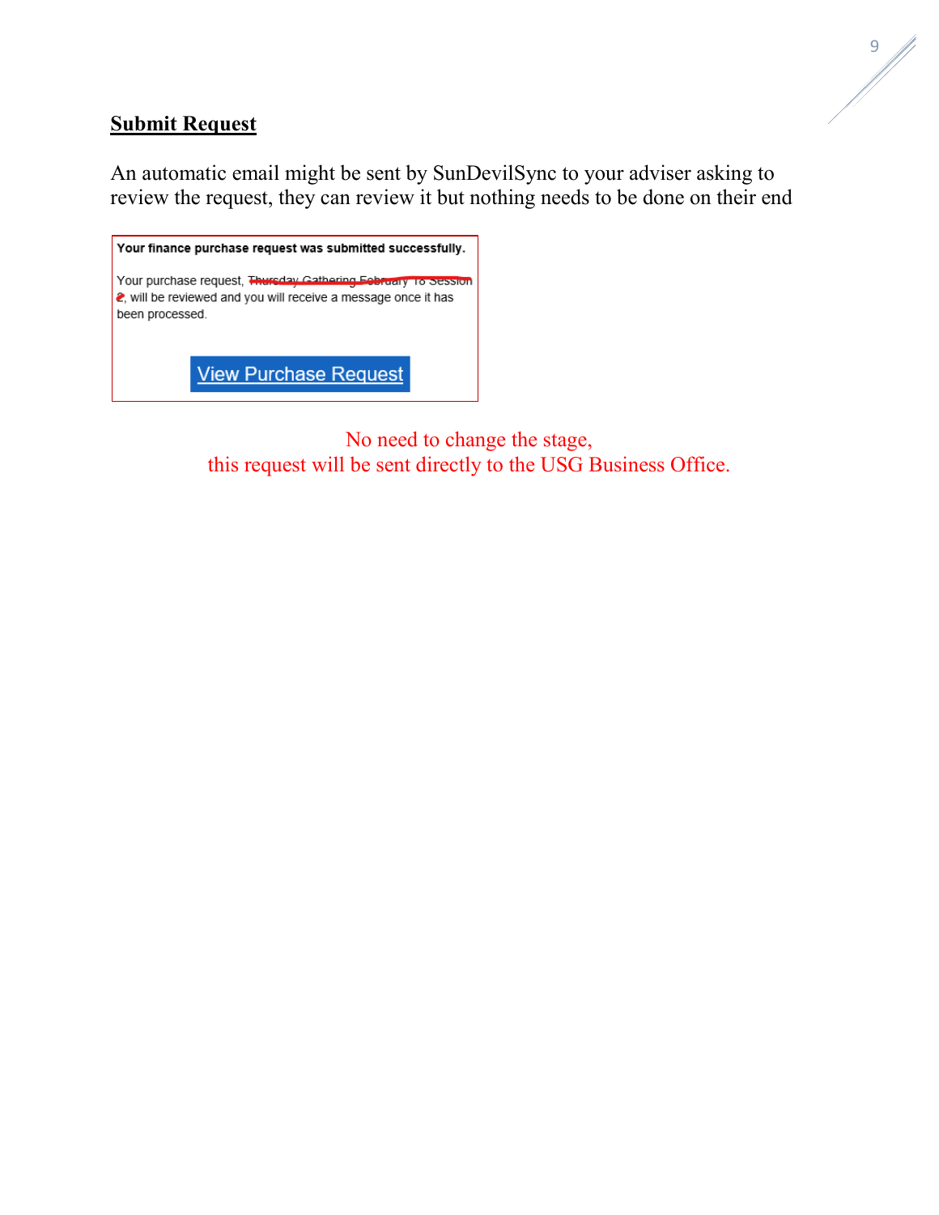## Submit Request

An automatic email might be sent by SunDevilSync to your adviser asking to review the request, they can review it but nothing needs to be done on their end

**Your finance purchase request was submitted successfully.**

Your purchase request, ~~Thursday Gathering February 18 Session 2~~, will be reviewed and you will receive a message once it has been processed.

View Purchase Request

No need to change the stage,
this request will be sent directly to the USG Business Office.